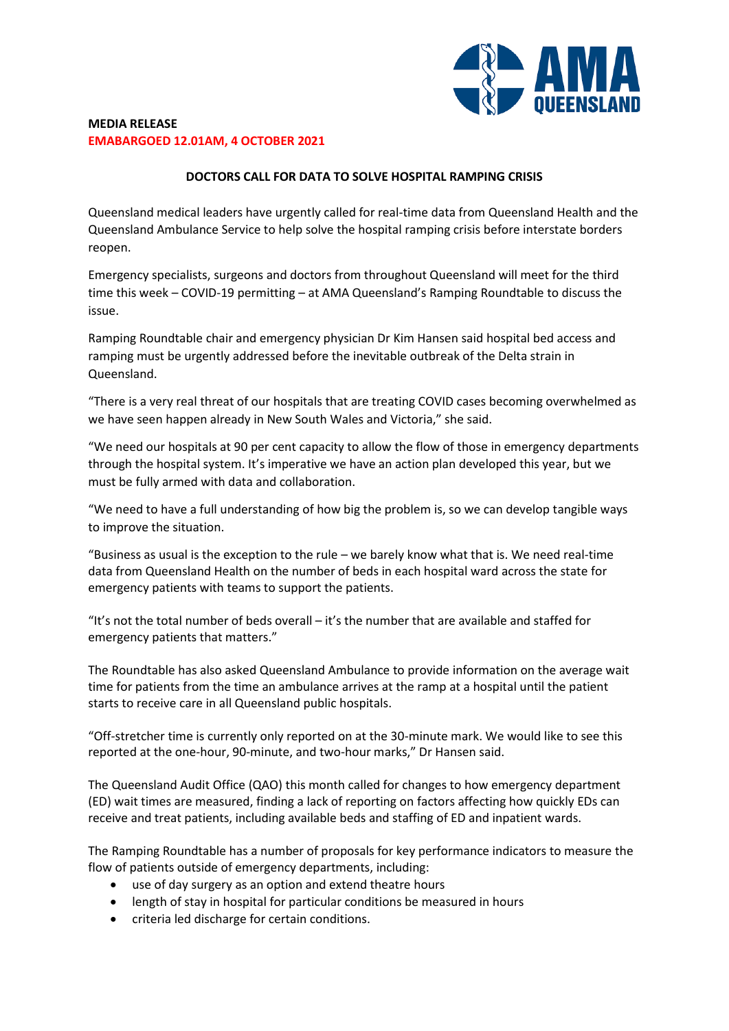**MEDIA RELEASE**
**EMABARGOED 12.01AM, 4 OCTOBER 2021**

**DOCTORS CALL FOR DATA TO SOLVE HOSPITAL RAMPING CRISIS**

Queensland medical leaders have urgently called for real-time data from Queensland Health and the Queensland Ambulance Service to help solve the hospital ramping crisis before interstate borders reopen.

Emergency specialists, surgeons and doctors from throughout Queensland will meet for the third time this week – COVID-19 permitting – at AMA Queensland's Ramping Roundtable to discuss the issue.

Ramping Roundtable chair and emergency physician Dr Kim Hansen said hospital bed access and ramping must be urgently addressed before the inevitable outbreak of the Delta strain in Queensland.

"There is a very real threat of our hospitals that are treating COVID cases becoming overwhelmed as we have seen happen already in New South Wales and Victoria," she said.

"We need our hospitals at 90 per cent capacity to allow the flow of those in emergency departments through the hospital system. It's imperative we have an action plan developed this year, but we must be fully armed with data and collaboration.

"We need to have a full understanding of how big the problem is, so we can develop tangible ways to improve the situation.

"Business as usual is the exception to the rule – we barely know what that is. We need real-time data from Queensland Health on the number of beds in each hospital ward across the state for emergency patients with teams to support the patients.

"It's not the total number of beds overall – it's the number that are available and staffed for emergency patients that matters."

The Roundtable has also asked Queensland Ambulance to provide information on the average wait time for patients from the time an ambulance arrives at the ramp at a hospital until the patient starts to receive care in all Queensland public hospitals.

"Off-stretcher time is currently only reported on at the 30-minute mark. We would like to see this reported at the one-hour, 90-minute, and two-hour marks," Dr Hansen said.

The Queensland Audit Office (QAO) this month called for changes to how emergency department (ED) wait times are measured, finding a lack of reporting on factors affecting how quickly EDs can receive and treat patients, including available beds and staffing of ED and inpatient wards.

The Ramping Roundtable has a number of proposals for key performance indicators to measure the flow of patients outside of emergency departments, including:

- use of day surgery as an option and extend theatre hours
- length of stay in hospital for particular conditions be measured in hours
- criteria led discharge for certain conditions.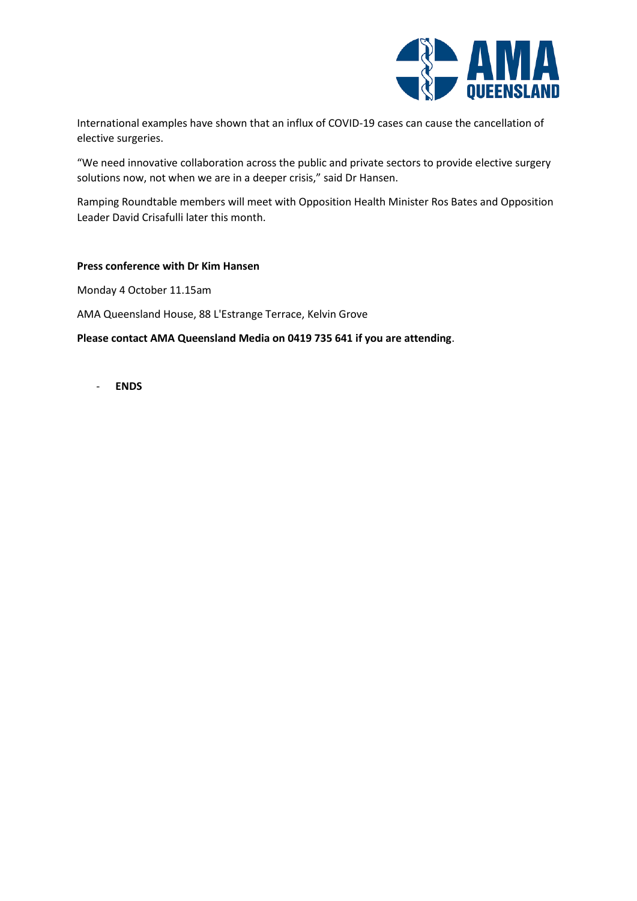International examples have shown that an influx of COVID-19 cases can cause the cancellation of elective surgeries.

"We need innovative collaboration across the public and private sectors to provide elective surgery solutions now, not when we are in a deeper crisis," said Dr Hansen.

Ramping Roundtable members will meet with Opposition Health Minister Ros Bates and Opposition Leader David Crisafulli later this month.

**Press conference with Dr Kim Hansen**

Monday 4 October 11.15am

AMA Queensland House, 88 L'Estrange Terrace, Kelvin Grove

**Please contact AMA Queensland Media on 0419 735 641 if you are attending**.

- **ENDS**